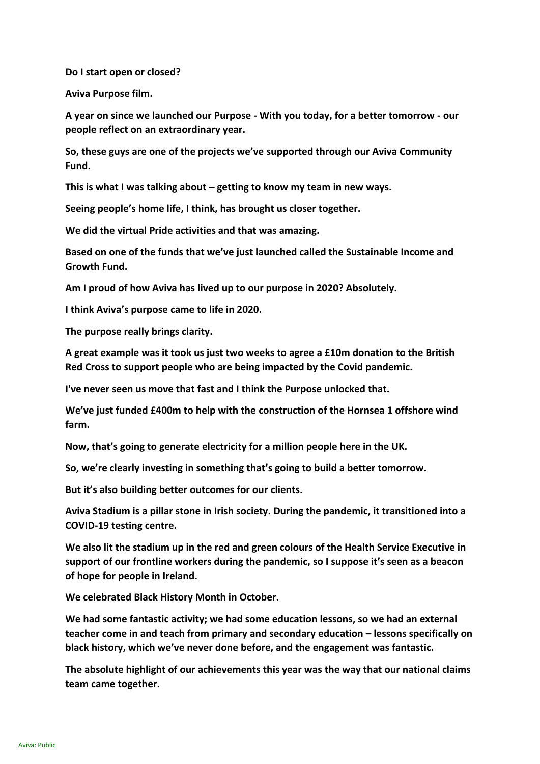**Do I start open or closed?**

**Aviva Purpose film.**

**A year on since we launched our Purpose - With you today, for a better tomorrow - our people reflect on an extraordinary year.**

**So, these guys are one of the projects we've supported through our Aviva Community Fund.**

**This is what I was talking about – getting to know my team in new ways.**

**Seeing people's home life, I think, has brought us closer together.**

**We did the virtual Pride activities and that was amazing.**

**Based on one of the funds that we've just launched called the Sustainable Income and Growth Fund.**

**Am I proud of how Aviva has lived up to our purpose in 2020? Absolutely.**

**I think Aviva's purpose came to life in 2020.**

**The purpose really brings clarity.**

**A great example was it took us just two weeks to agree a £10m donation to the British Red Cross to support people who are being impacted by the Covid pandemic.**

**I've never seen us move that fast and I think the Purpose unlocked that.**

**We've just funded £400m to help with the construction of the Hornsea 1 offshore wind farm.**

**Now, that's going to generate electricity for a million people here in the UK.**

**So, we're clearly investing in something that's going to build a better tomorrow.**

**But it's also building better outcomes for our clients.**

**Aviva Stadium is a pillar stone in Irish society. During the pandemic, it transitioned into a COVID-19 testing centre.**

**We also lit the stadium up in the red and green colours of the Health Service Executive in support of our frontline workers during the pandemic, so I suppose it's seen as a beacon of hope for people in Ireland.**

**We celebrated Black History Month in October.**

**We had some fantastic activity; we had some education lessons, so we had an external teacher come in and teach from primary and secondary education – lessons specifically on black history, which we've never done before, and the engagement was fantastic.**

**The absolute highlight of our achievements this year was the way that our national claims team came together.**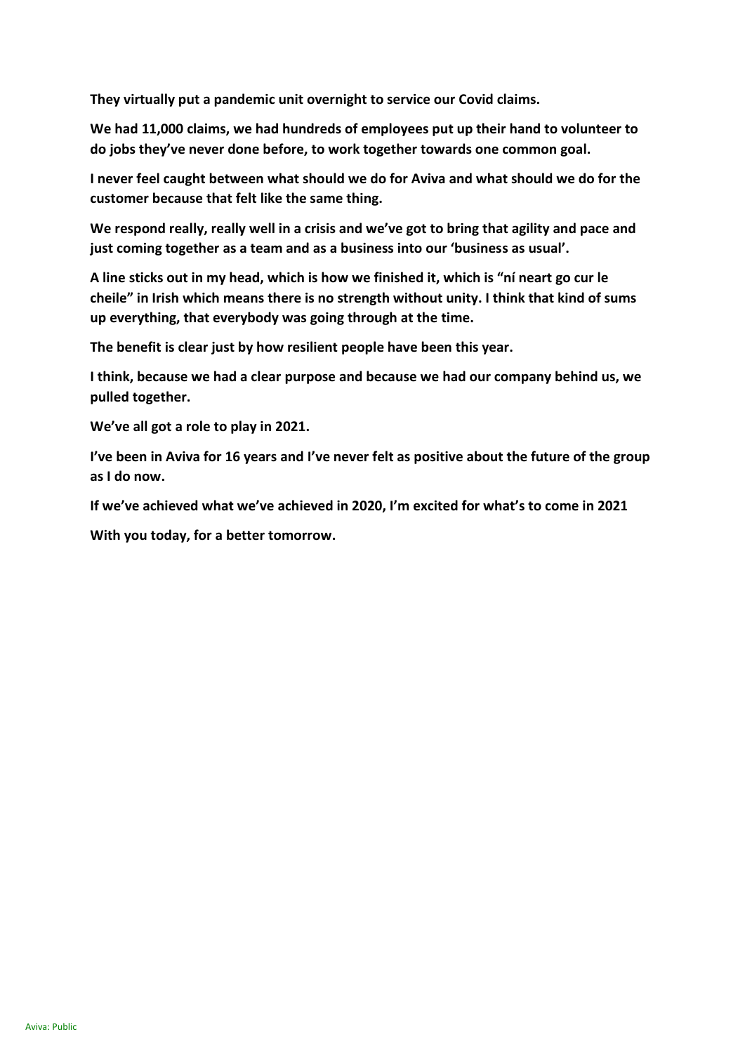**They virtually put a pandemic unit overnight to service our Covid claims.**

**We had 11,000 claims, we had hundreds of employees put up their hand to volunteer to do jobs they've never done before, to work together towards one common goal.**

**I never feel caught between what should we do for Aviva and what should we do for the customer because that felt like the same thing.**

**We respond really, really well in a crisis and we've got to bring that agility and pace and just coming together as a team and as a business into our 'business as usual'.**

**A line sticks out in my head, which is how we finished it, which is "ní neart go cur le cheile" in Irish which means there is no strength without unity. I think that kind of sums up everything, that everybody was going through at the time.**

**The benefit is clear just by how resilient people have been this year.**

**I think, because we had a clear purpose and because we had our company behind us, we pulled together.**

**We've all got a role to play in 2021.**

**I've been in Aviva for 16 years and I've never felt as positive about the future of the group as I do now.**

**If we've achieved what we've achieved in 2020, I'm excited for what's to come in 2021**

**With you today, for a better tomorrow.**